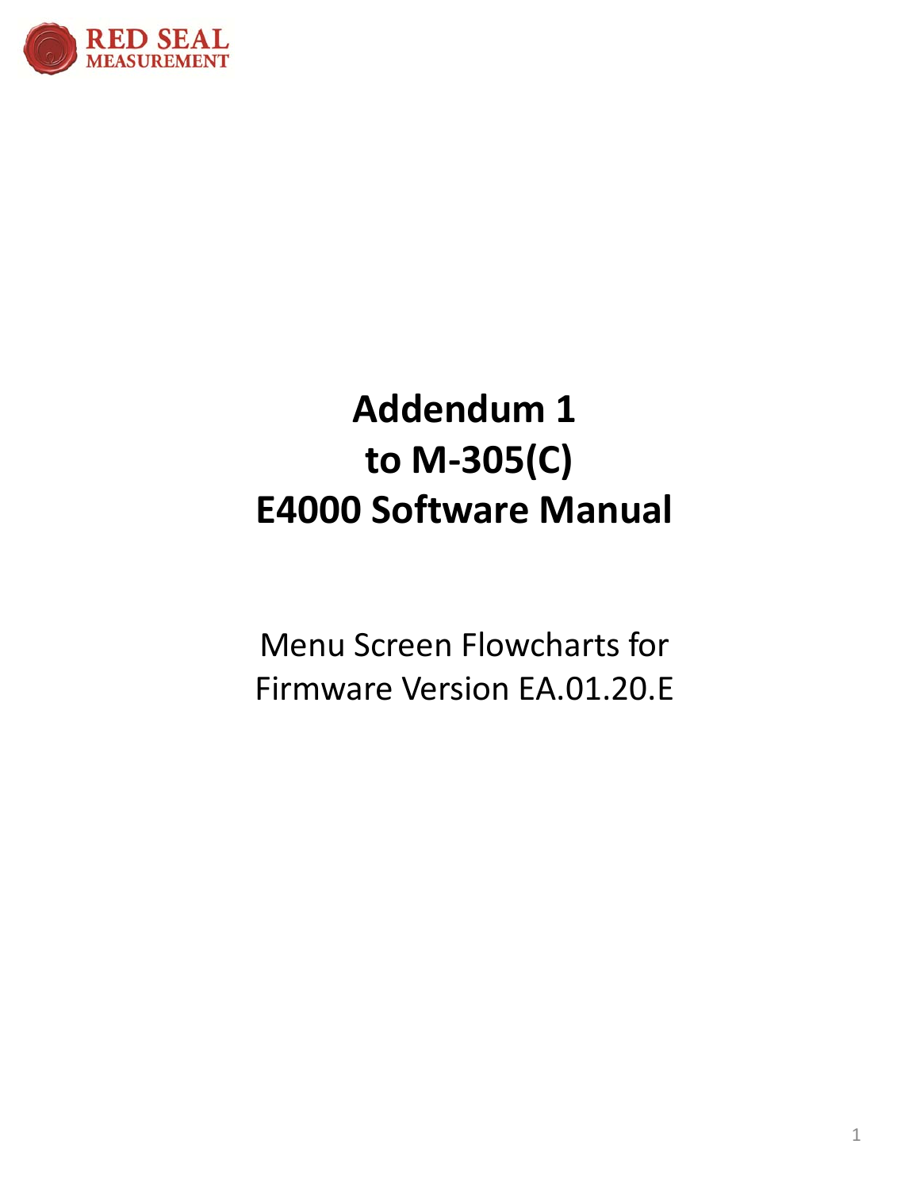RED SEAL MEASUREMENT

# Addendum 1 to M-305(C) E4000 Software Manual

Menu Screen Flowcharts for Firmware Version EA.01.20.E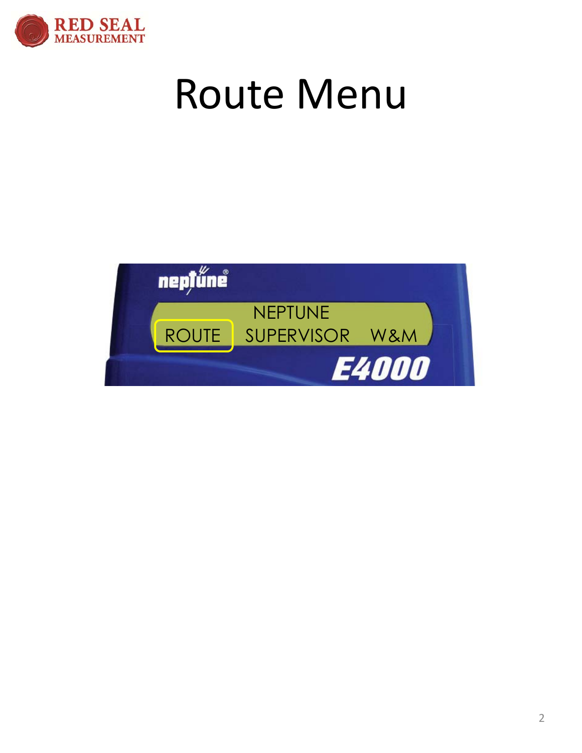# Route Menu

NEPTUNE

ROUTE SUPERVISOR W&M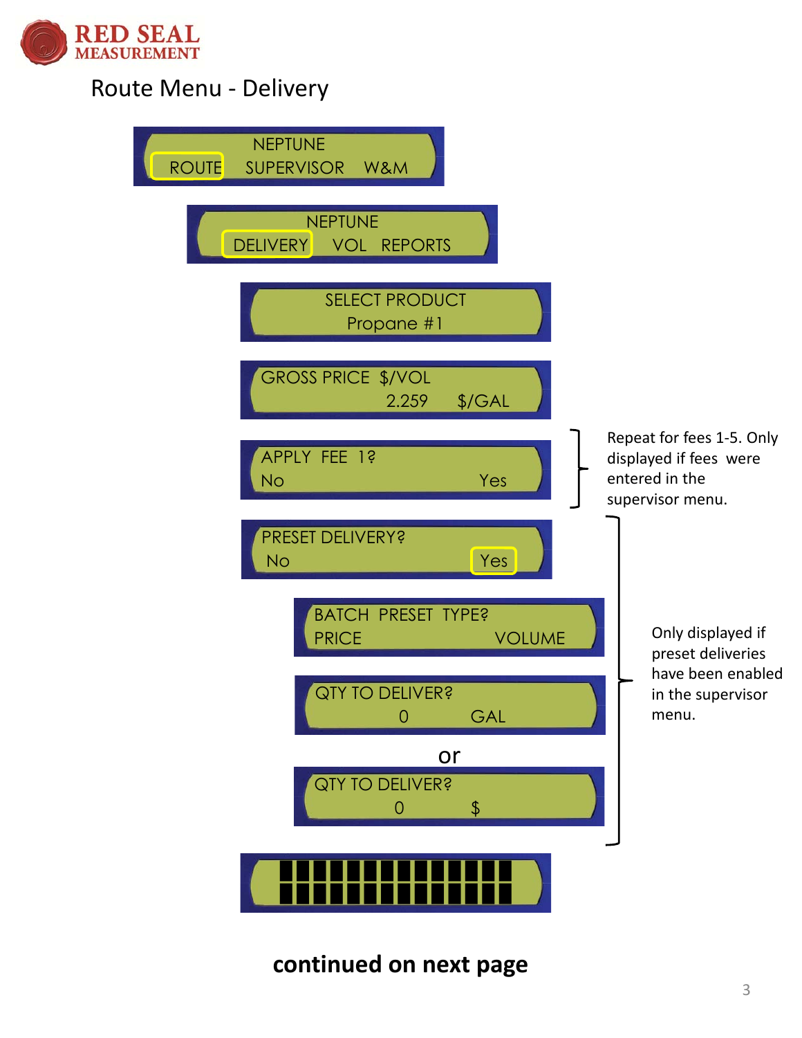# Route Menu - Delivery

```
NEPTUNE
ROUTE   SUPERVISOR   W&M
```

```
NEPTUNE
DELIVERY   VOL   REPORTS
```

```
SELECT PRODUCT
Propane #1
```

```
GROSS PRICE  $/VOL
2.259     $/GAL
```

```
APPLY  FEE  1?
No                  Yes
```

Repeat for fees 1-5. Only displayed if fees were entered in the supervisor menu.

```
PRESET DELIVERY?
No                  Yes
```

```
BATCH  PRESET  TYPE?
PRICE            VOLUME
```

```
QTY TO DELIVER?
0          GAL
```

or

```
QTY TO DELIVER?
0          $
```

Only displayed if preset deliveries have been enabled in the supervisor menu.

**continued on next page**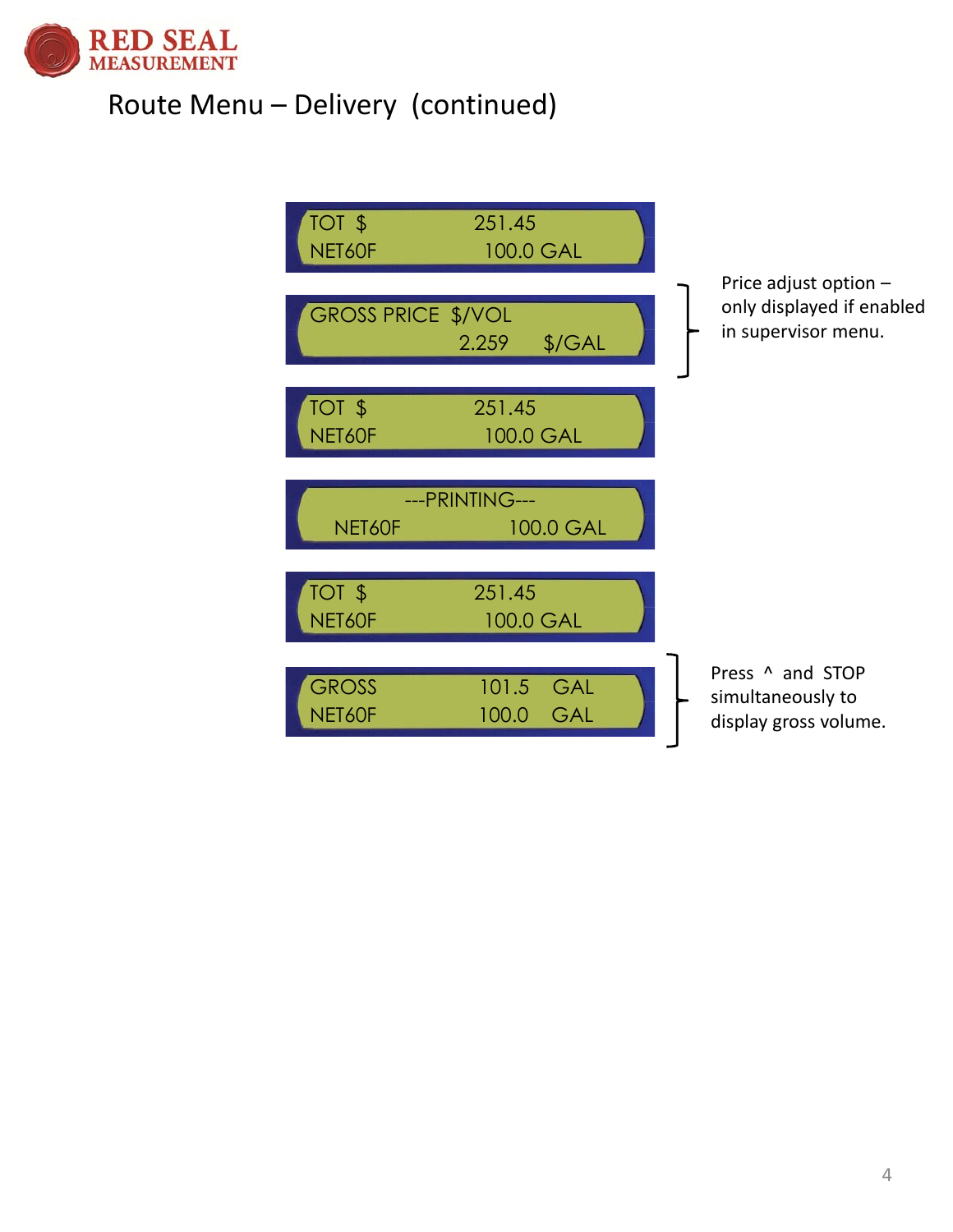# Route Menu – Delivery (continued)

```
TOT  $              251.45
NET60F             100.0 GAL
```

```
GROSS PRICE  $/VOL
             2.259      $/GAL
```

Price adjust option – only displayed if enabled in supervisor menu.

```
TOT  $              251.45
NET60F             100.0 GAL
```

```
        ---PRINTING---
  NET60F             100.0 GAL
```

```
TOT  $              251.45
NET60F             100.0 GAL
```

```
GROSS              101.5    GAL
NET60F             100.0    GAL
```

Press ^ and STOP simultaneously to display gross volume.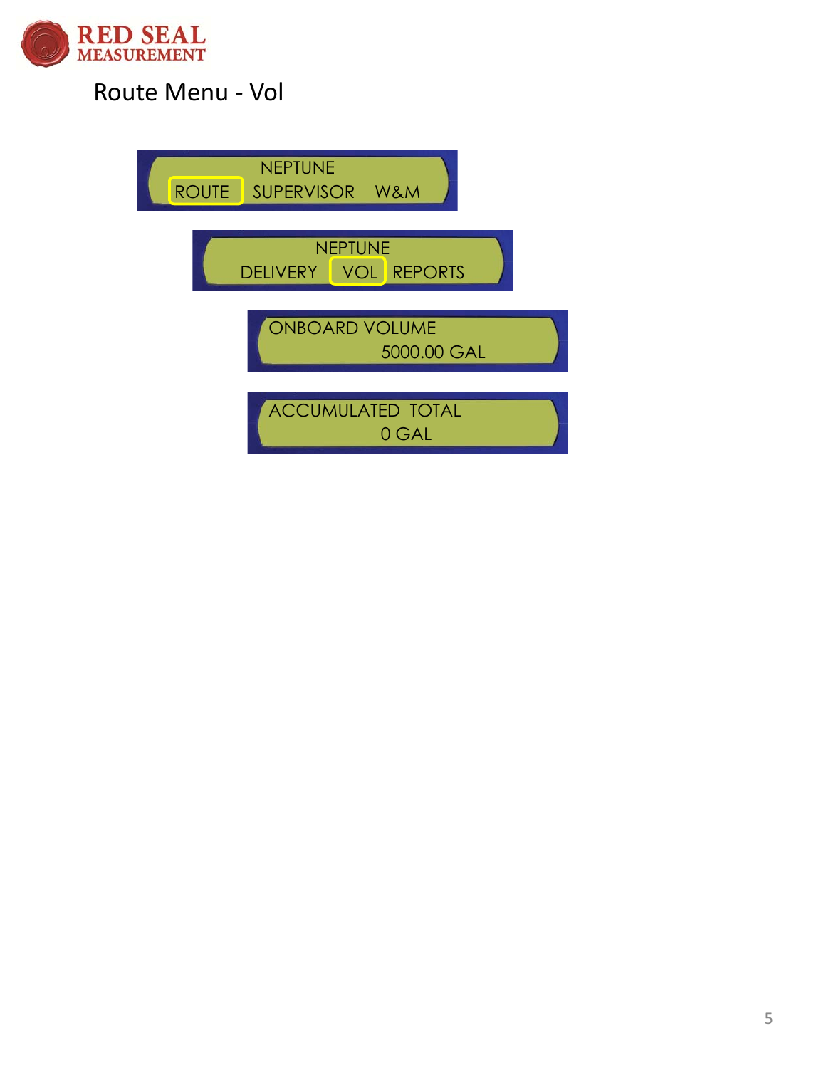# Route Menu - Vol

NEPTUNE
ROUTE SUPERVISOR W&M

NEPTUNE
DELIVERY VOL REPORTS

ONBOARD VOLUME
5000.00 GAL

ACCUMULATED TOTAL
0 GAL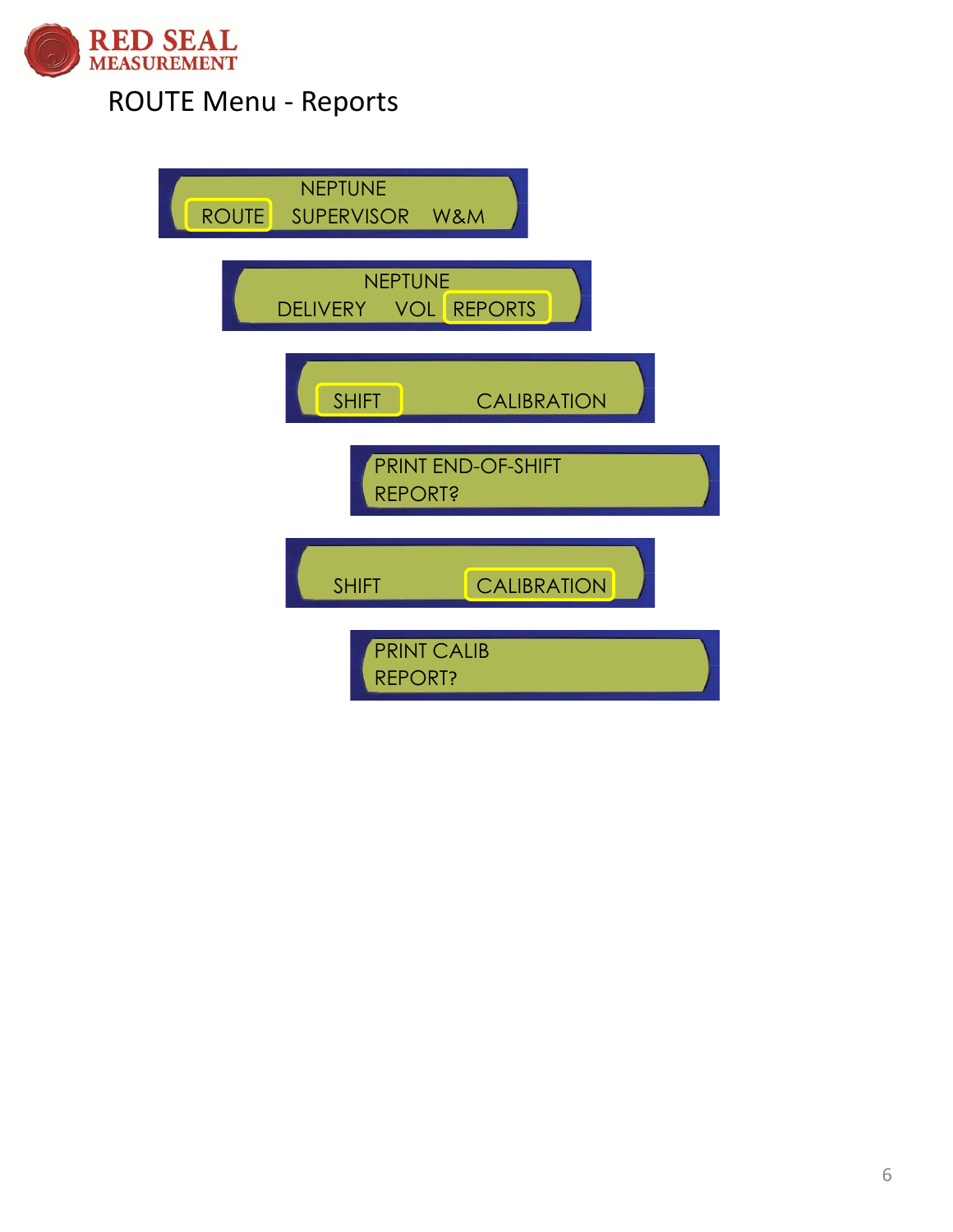# ROUTE Menu - Reports

NEPTUNE
ROUTE SUPERVISOR W&M

NEPTUNE
DELIVERY VOL REPORTS

SHIFT CALIBRATION

PRINT END-OF-SHIFT
REPORT?

SHIFT CALIBRATION

PRINT CALIB
REPORT?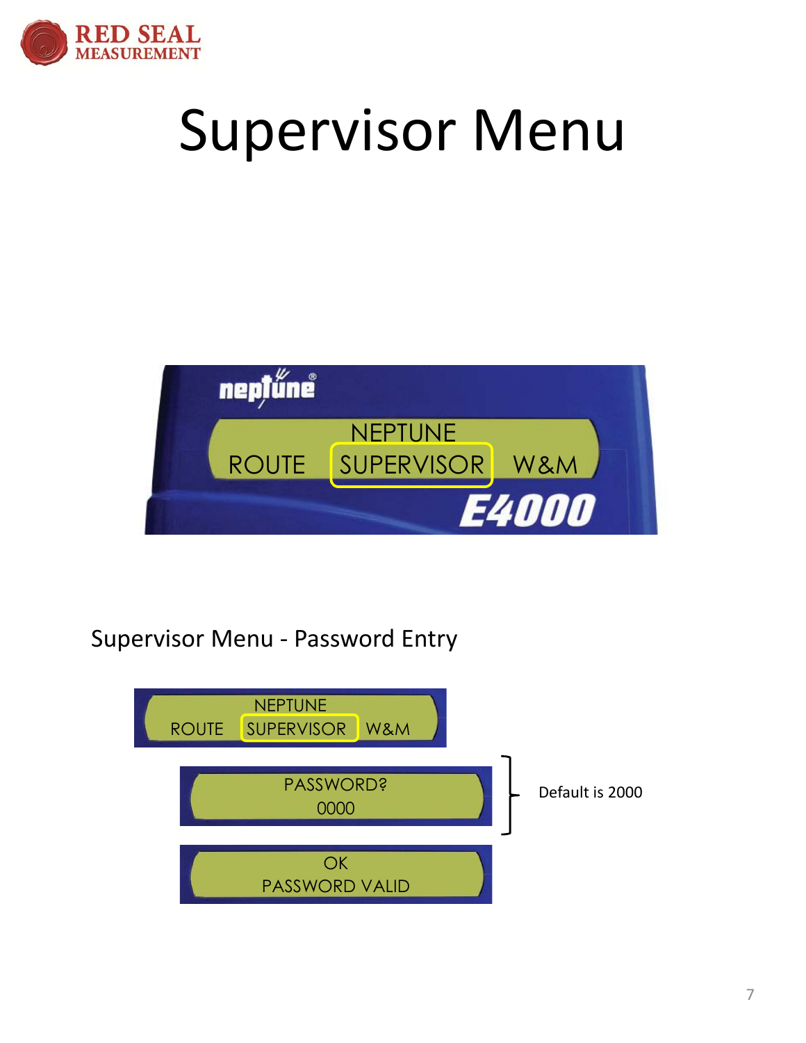# Supervisor Menu

NEPTUNE

ROUTE SUPERVISOR W&M

E4000

Supervisor Menu - Password Entry

NEPTUNE

ROUTE SUPERVISOR W&M

PASSWORD?

0000

Default is 2000

OK

PASSWORD VALID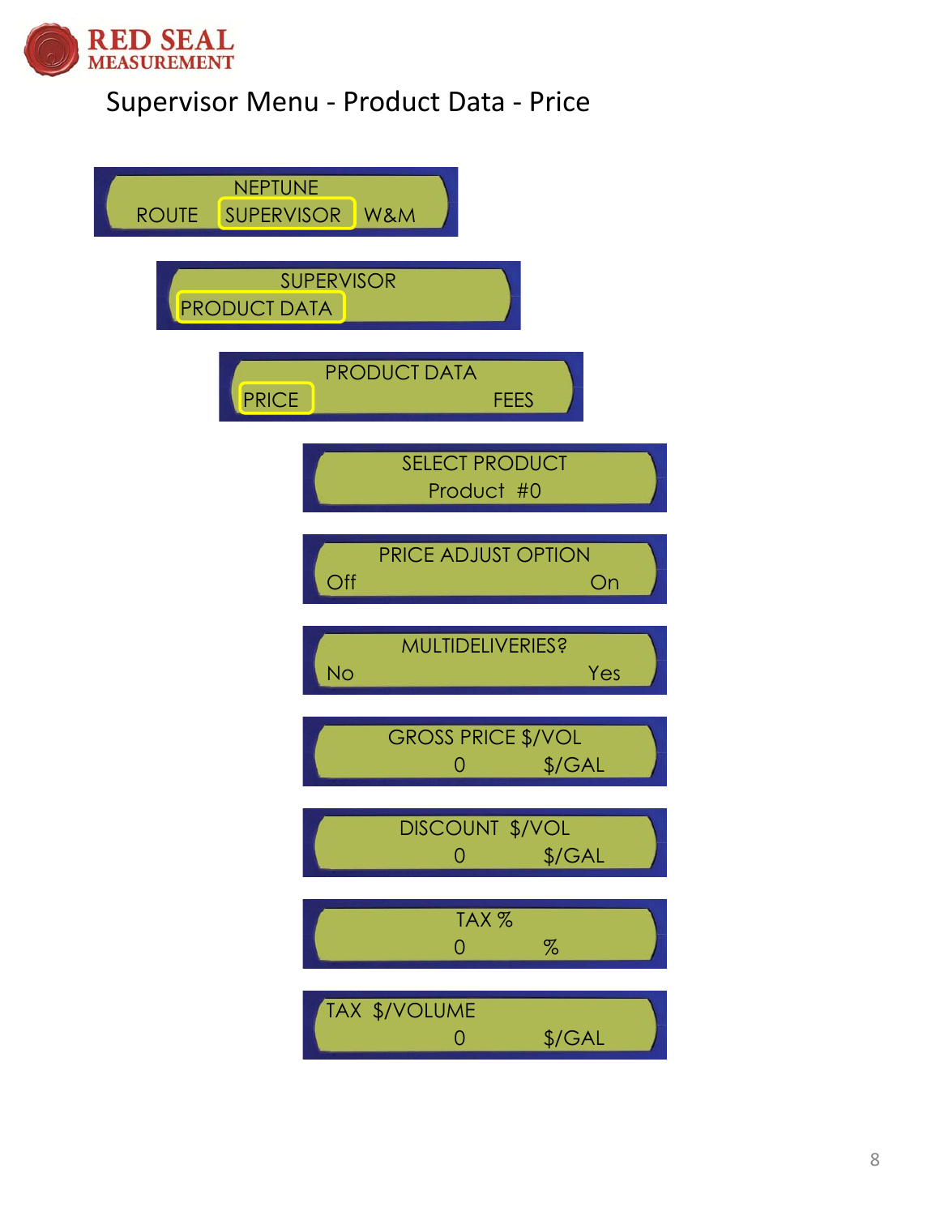# Supervisor Menu - Product Data - Price

NEPTUNE
ROUTE **SUPERVISOR** W&M

SUPERVISOR
**PRODUCT DATA**

PRODUCT DATA
**PRICE** FEES

SELECT PRODUCT
Product #0

PRICE ADJUST OPTION
Off On

MULTIDELIVERIES?
No Yes

GROSS PRICE $/VOL
0 $/GAL

DISCOUNT $/VOL
0 $/GAL

TAX %
0 %

TAX $/VOLUME
0 $/GAL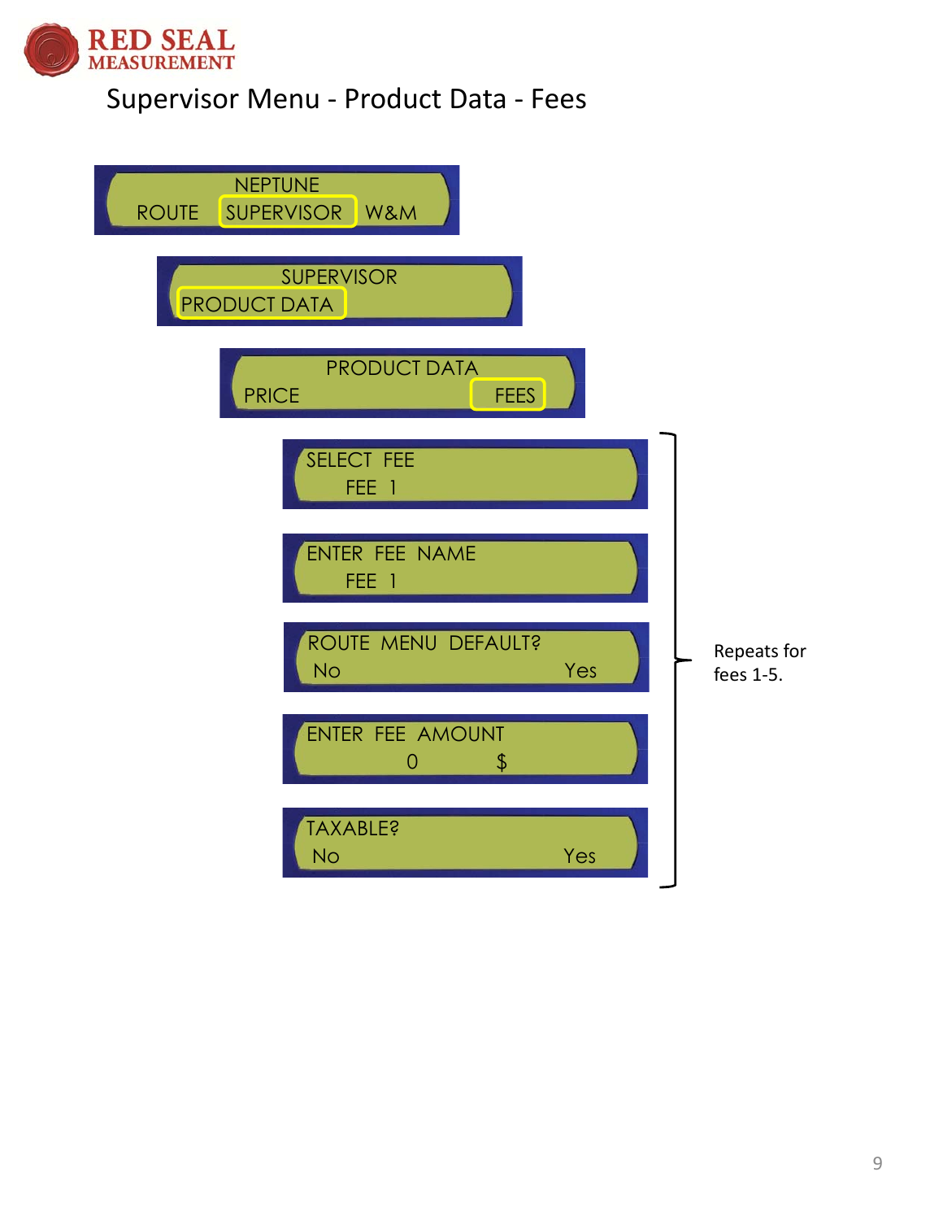# Supervisor Menu - Product Data - Fees

NEPTUNE
ROUTE | **SUPERVISOR** | W&M

SUPERVISOR
**PRODUCT DATA**

PRODUCT DATA
PRICE | **FEES**

SELECT FEE
FEE 1

ENTER FEE NAME
FEE 1

ROUTE MENU DEFAULT?
No | Yes

ENTER FEE AMOUNT
0 $

TAXABLE?
No | Yes

Repeats for fees 1-5.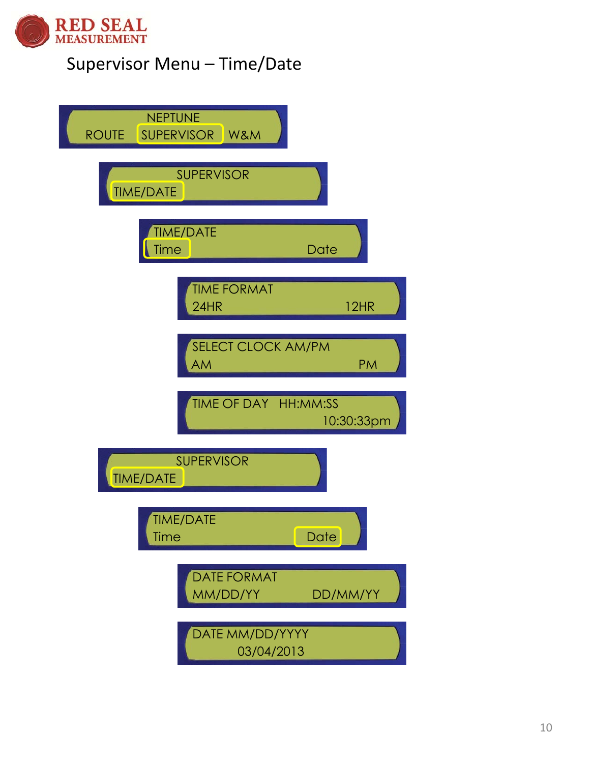# Supervisor Menu – Time/Date

NEPTUNE
ROUTE **SUPERVISOR** W&M

SUPERVISOR
**TIME/DATE**

TIME/DATE
**Time** Date

TIME FORMAT
24HR 12HR

SELECT CLOCK AM/PM
AM PM

TIME OF DAY HH:MM:SS
10:30:33pm

SUPERVISOR
**TIME/DATE**

TIME/DATE
Time **Date**

DATE FORMAT
MM/DD/YY DD/MM/YY

DATE MM/DD/YYYY
03/04/2013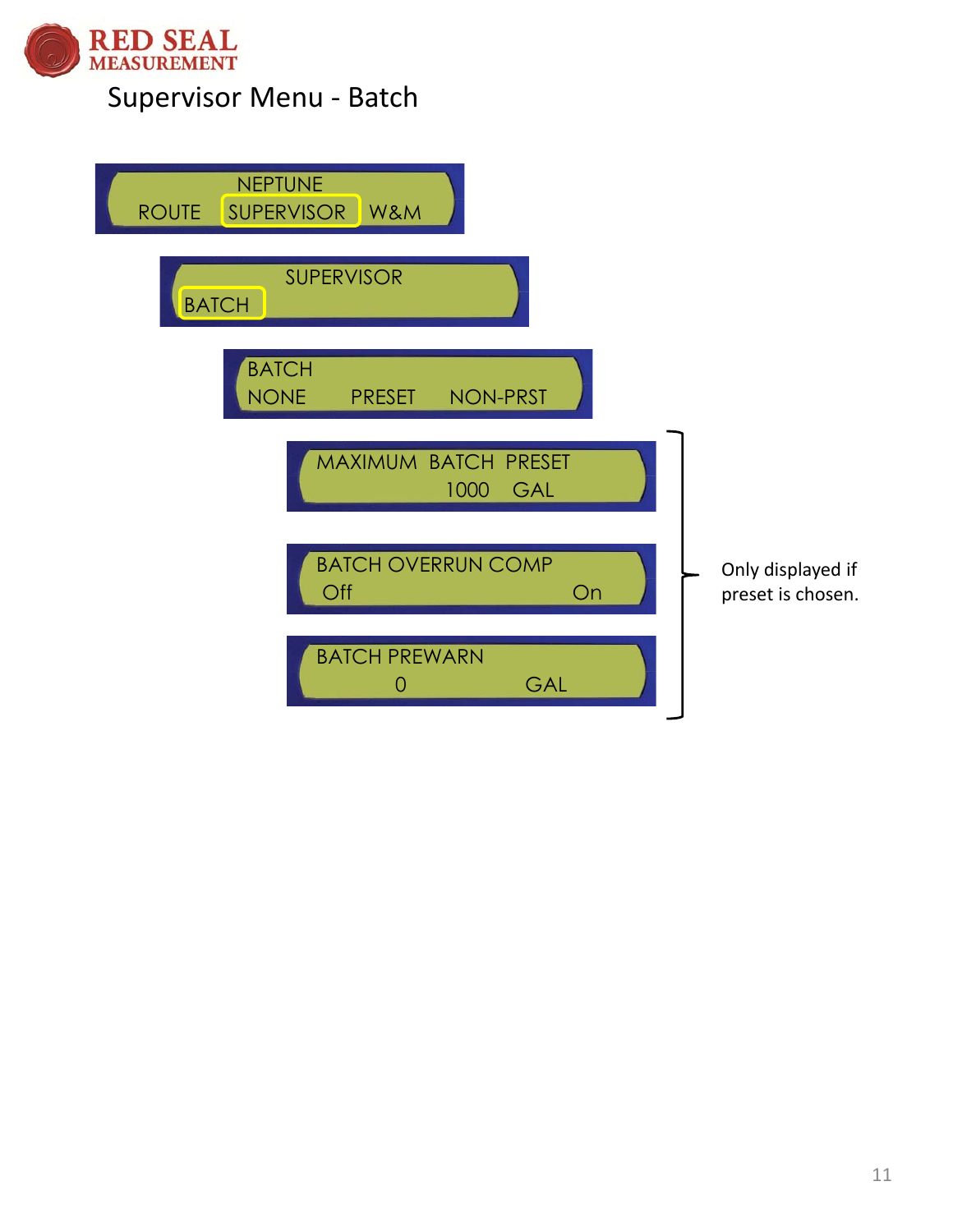# Supervisor Menu - Batch

NEPTUNE
ROUTE SUPERVISOR W&M

SUPERVISOR
BATCH

BATCH
NONE PRESET NON-PRST

MAXIMUM BATCH PRESET
1000 GAL

BATCH OVERRUN COMP
Off On

BATCH PREWARN
0 GAL

Only displayed if preset is chosen.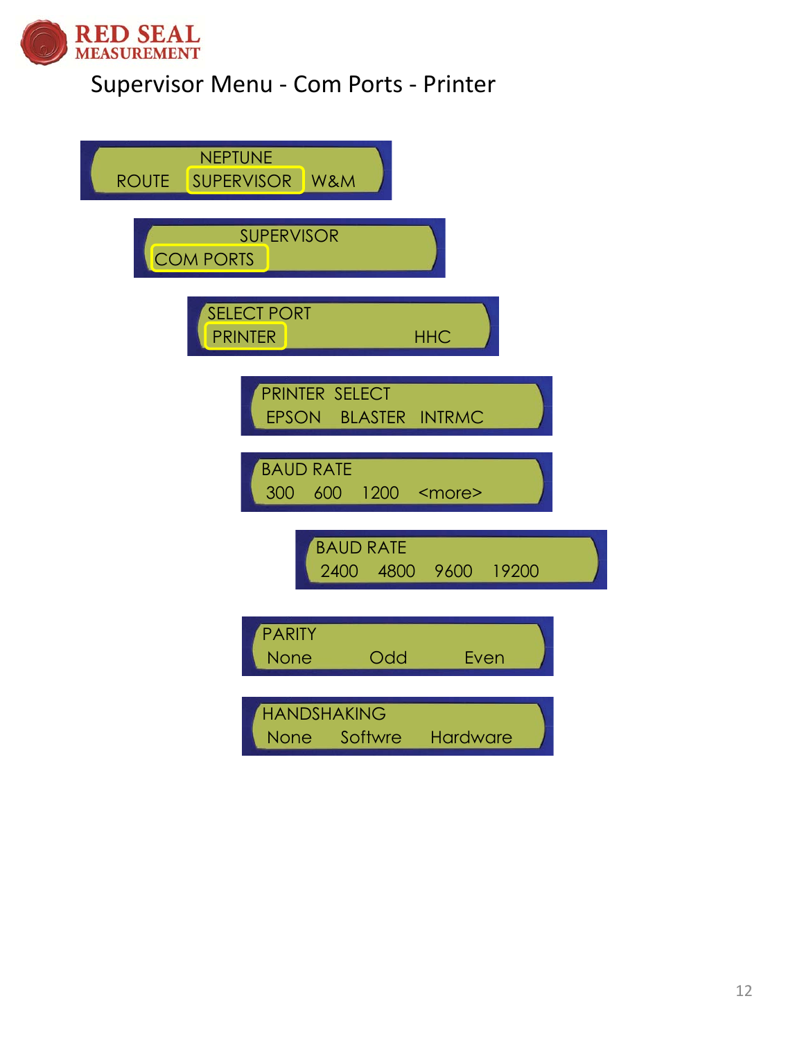# Supervisor Menu - Com Ports - Printer

NEPTUNE
ROUTE SUPERVISOR W&M

SUPERVISOR
COM PORTS

SELECT PORT
PRINTER HHC

PRINTER SELECT
EPSON BLASTER INTRMC

BAUD RATE
300 600 1200 <more>

BAUD RATE
2400 4800 9600 19200

PARITY
None Odd Even

HANDSHAKING
None Softwre Hardware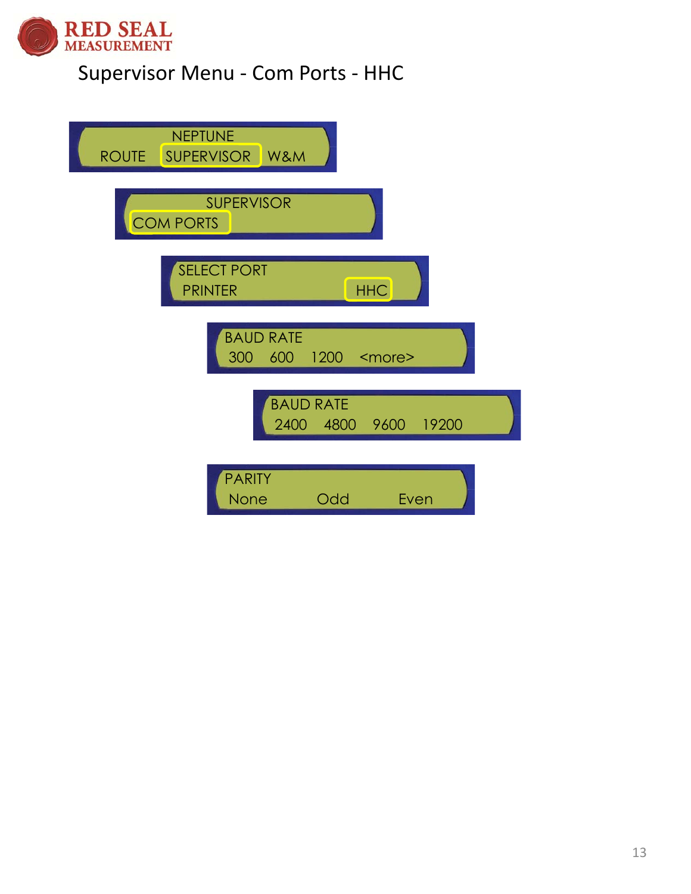# Supervisor Menu - Com Ports - HHC

NEPTUNE
ROUTE SUPERVISOR W&M

SUPERVISOR
COM PORTS

SELECT PORT
PRINTER HHC

BAUD RATE
300 600 1200 <more>

BAUD RATE
2400 4800 9600 19200

PARITY
None Odd Even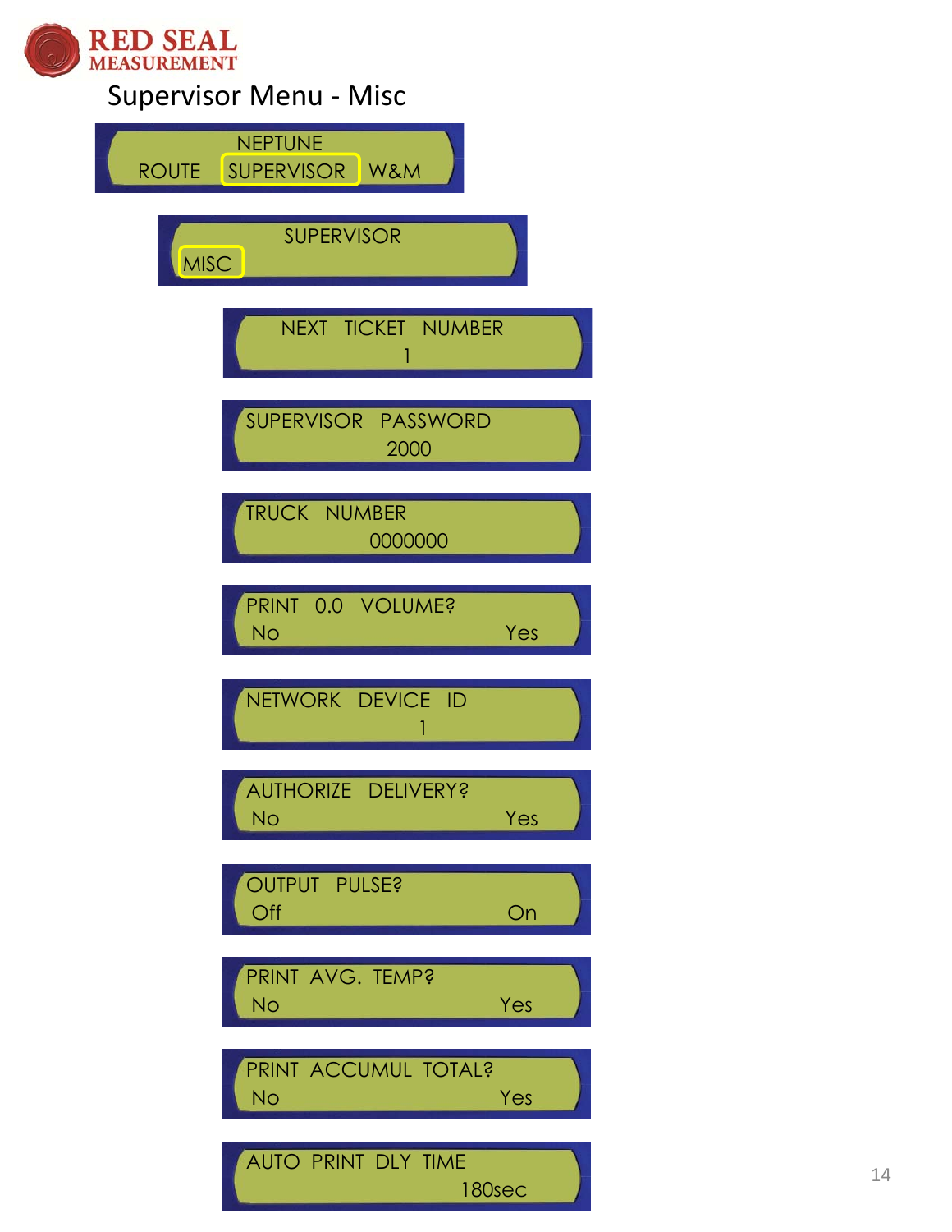# Supervisor Menu - Misc

NEPTUNE
ROUTE SUPERVISOR W&M

SUPERVISOR
MISC

NEXT TICKET NUMBER
1

SUPERVISOR PASSWORD
2000

TRUCK NUMBER
0000000

PRINT 0.0 VOLUME?
No Yes

NETWORK DEVICE ID
1

AUTHORIZE DELIVERY?
No Yes

OUTPUT PULSE?
Off On

PRINT AVG. TEMP?
No Yes

PRINT ACCUMUL TOTAL?
No Yes

AUTO PRINT DLY TIME
180sec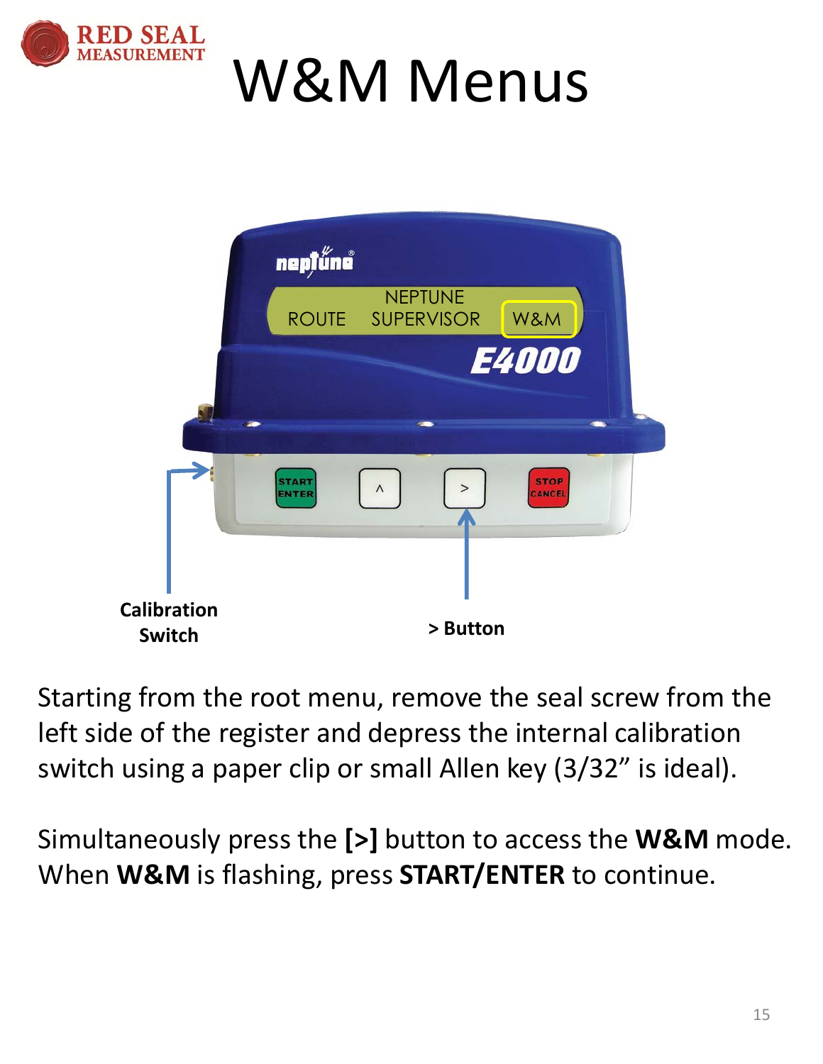# W&M Menus

NEPTUNE
ROUTE SUPERVISOR W&M

Calibration Switch

> Button

Starting from the root menu, remove the seal screw from the left side of the register and depress the internal calibration switch using a paper clip or small Allen key (3/32" is ideal).

Simultaneously press the **[>]** button to access the **W&M** mode. When **W&M** is flashing, press **START/ENTER** to continue.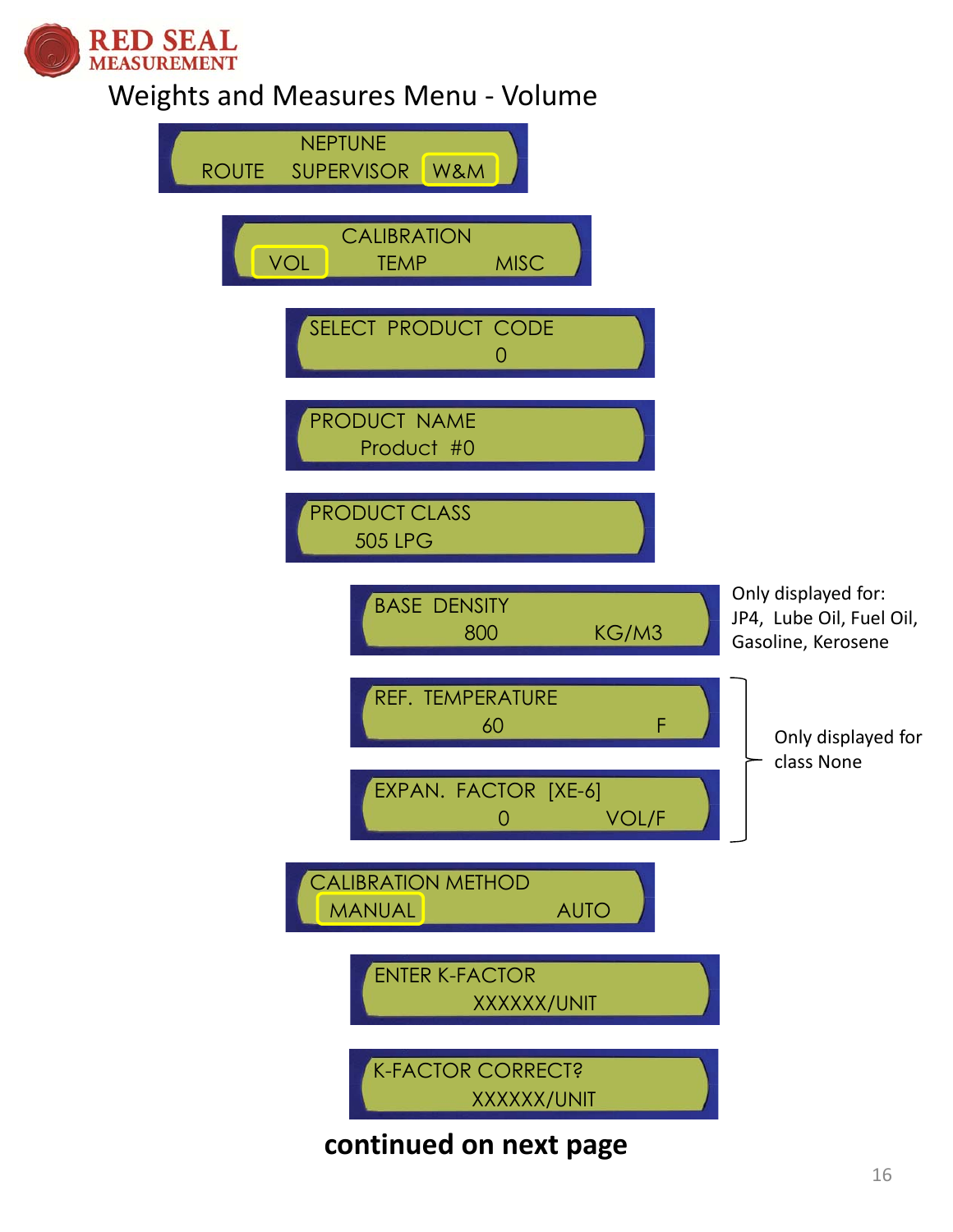# Weights and Measures Menu - Volume

NEPTUNE
ROUTE SUPERVISOR **W&M**

CALIBRATION
**VOL** TEMP MISC

SELECT PRODUCT CODE
0

PRODUCT NAME
Product #0

PRODUCT CLASS
505 LPG

BASE DENSITY
800 KG/M3

Only displayed for: JP4, Lube Oil, Fuel Oil, Gasoline, Kerosene

REF. TEMPERATURE
60 F

EXPAN. FACTOR [XE-6]
0 VOL/F

Only displayed for class None

CALIBRATION METHOD
**MANUAL** AUTO

ENTER K-FACTOR
XXXXXX/UNIT

K-FACTOR CORRECT?
XXXXXX/UNIT

**continued on next page**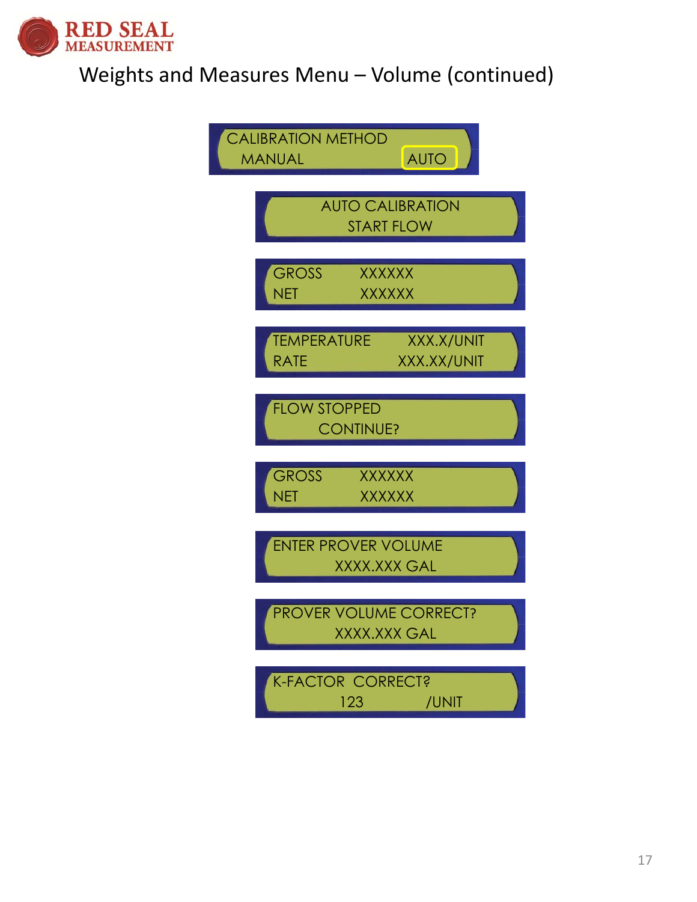# Weights and Measures Menu – Volume (continued)

```
CALIBRATION METHOD
  MANUAL                AUTO
```

```
    AUTO CALIBRATION
       START FLOW
```

```
GROSS        XXXXXX
NET          XXXXXX
```

```
TEMPERATURE      XXX.X/UNIT
RATE            XXX.XX/UNIT
```

```
FLOW STOPPED
      CONTINUE?
```

```
GROSS        XXXXXX
NET          XXXXXX
```

```
ENTER PROVER VOLUME
        XXXX.XXX GAL
```

```
PROVER VOLUME CORRECT?
        XXXX.XXX GAL
```

```
K-FACTOR  CORRECT?
        123          /UNIT
```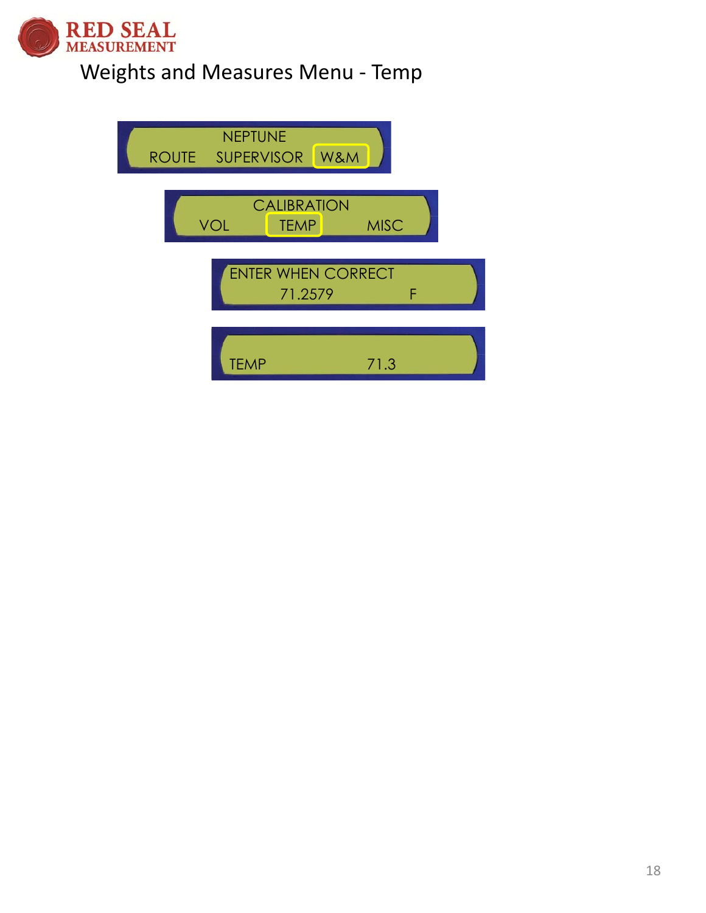# Weights and Measures Menu - Temp

NEPTUNE
ROUTE SUPERVISOR W&M

CALIBRATION
VOL TEMP MISC

ENTER WHEN CORRECT
71.2579 F

TEMP 71.3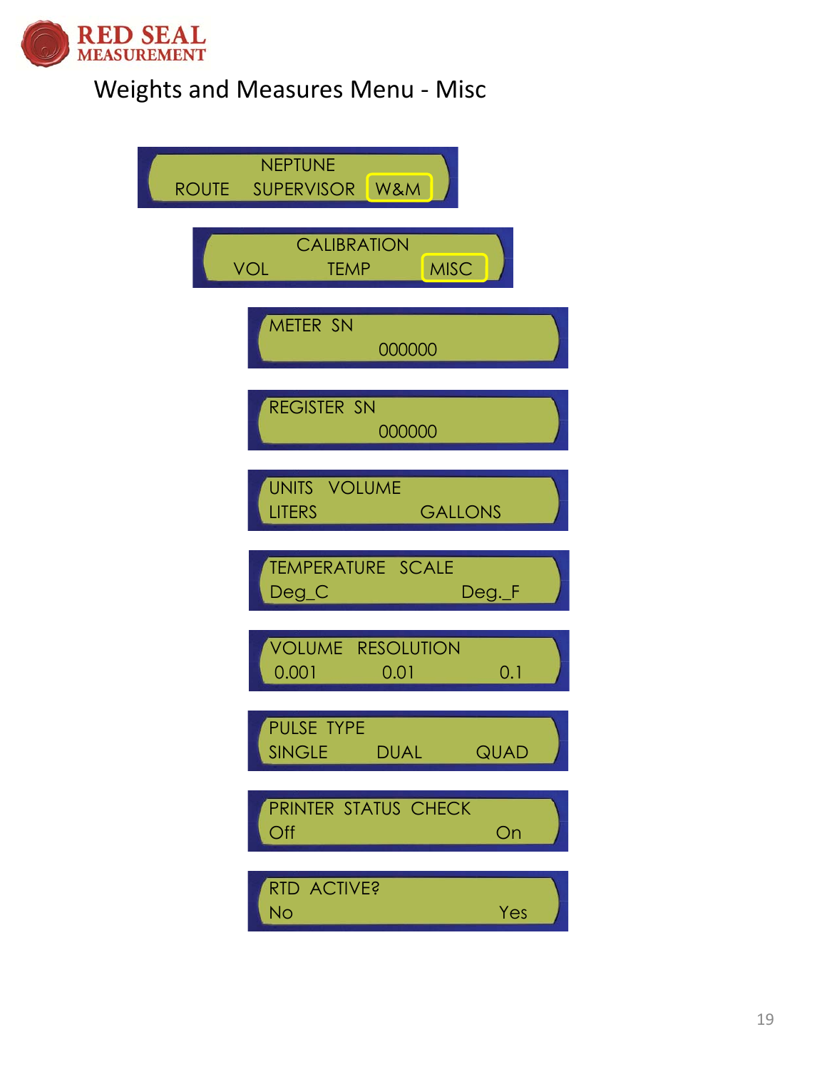RED SEAL MEASUREMENT

# Weights and Measures Menu - Misc

NEPTUNE
ROUTE SUPERVISOR W&M

CALIBRATION
VOL TEMP MISC

METER SN
000000

REGISTER SN
000000

UNITS VOLUME
LITERS GALLONS

TEMPERATURE SCALE
Deg_C Deg._F

VOLUME RESOLUTION
0.001 0.01 0.1

PULSE TYPE
SINGLE DUAL QUAD

PRINTER STATUS CHECK
Off On

RTD ACTIVE?
No Yes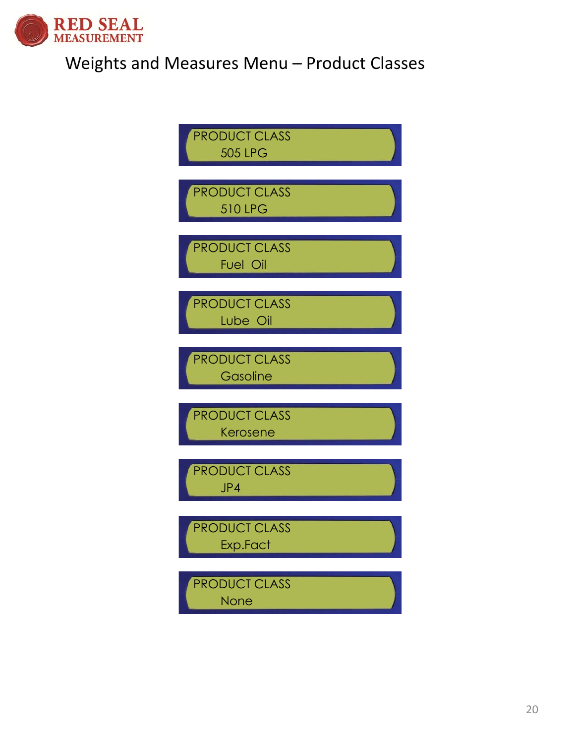# Weights and Measures Menu – Product Classes

PRODUCT CLASS
505 LPG

PRODUCT CLASS
510 LPG

PRODUCT CLASS
Fuel Oil

PRODUCT CLASS
Lube Oil

PRODUCT CLASS
Gasoline

PRODUCT CLASS
Kerosene

PRODUCT CLASS
JP4

PRODUCT CLASS
Exp.Fact

PRODUCT CLASS
None